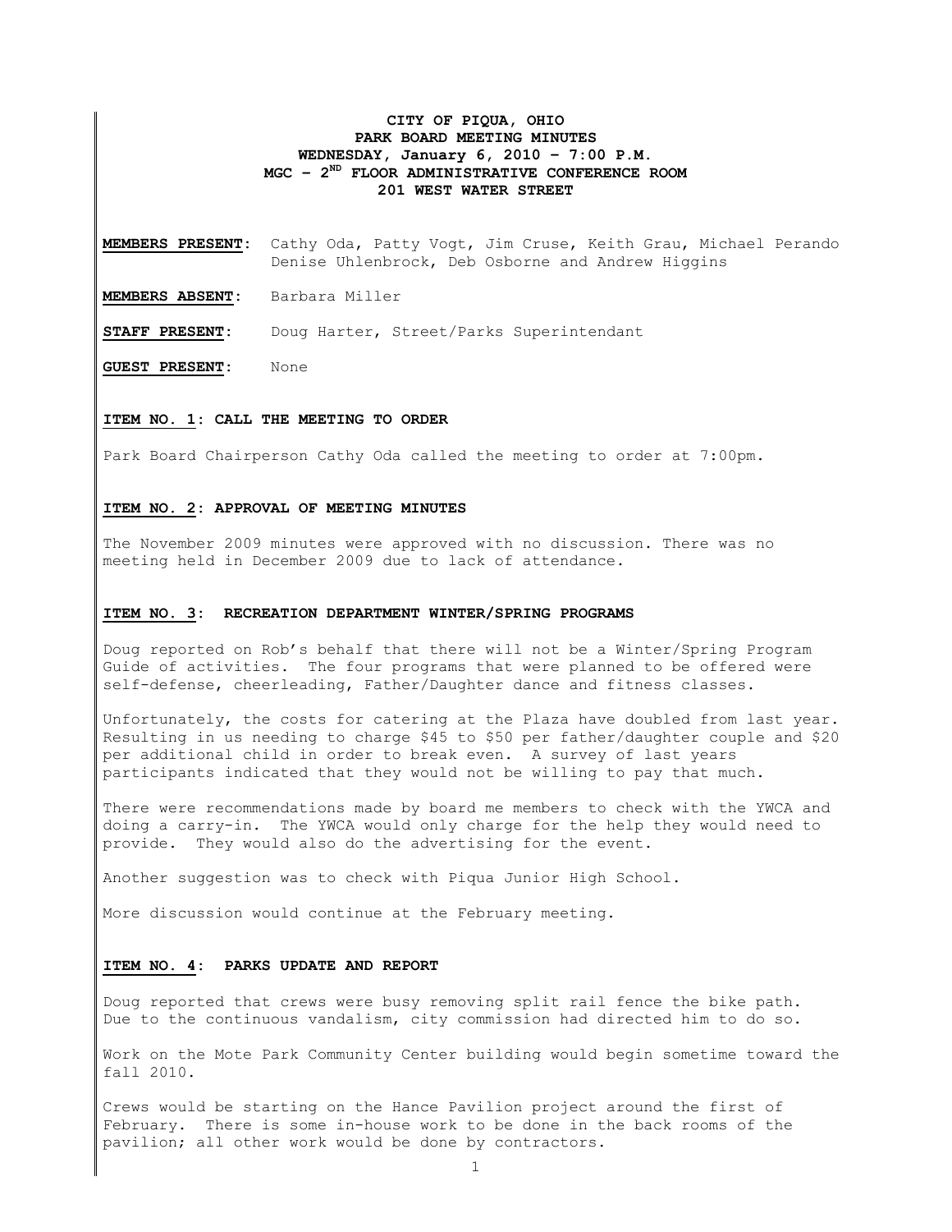**CITY OF PIQUA, OHIO**
**PARK BOARD MEETING MINUTES**
**WEDNESDAY, January 6, 2010 – 7:00 P.M.**
**MGC – 2ND FLOOR ADMINISTRATIVE CONFERENCE ROOM**
**201 WEST WATER STREET**

**MEMBERS PRESENT**: Cathy Oda, Patty Vogt, Jim Cruse, Keith Grau, Michael Perando Denise Uhlenbrock, Deb Osborne and Andrew Higgins

**MEMBERS ABSENT**: Barbara Miller

**STAFF PRESENT**: Doug Harter, Street/Parks Superintendant

**GUEST PRESENT**: None

**ITEM NO. 1: CALL THE MEETING TO ORDER**

Park Board Chairperson Cathy Oda called the meeting to order at 7:00pm.

**ITEM NO. 2: APPROVAL OF MEETING MINUTES**

The November 2009 minutes were approved with no discussion. There was no meeting held in December 2009 due to lack of attendance.

**ITEM NO. 3: RECREATION DEPARTMENT WINTER/SPRING PROGRAMS**

Doug reported on Rob's behalf that there will not be a Winter/Spring Program Guide of activities. The four programs that were planned to be offered were self-defense, cheerleading, Father/Daughter dance and fitness classes.

Unfortunately, the costs for catering at the Plaza have doubled from last year. Resulting in us needing to charge $45 to $50 per father/daughter couple and $20 per additional child in order to break even. A survey of last years participants indicated that they would not be willing to pay that much.

There were recommendations made by board me members to check with the YWCA and doing a carry-in. The YWCA would only charge for the help they would need to provide. They would also do the advertising for the event.

Another suggestion was to check with Piqua Junior High School.

More discussion would continue at the February meeting.

**ITEM NO. 4: PARKS UPDATE AND REPORT**

Doug reported that crews were busy removing split rail fence the bike path. Due to the continuous vandalism, city commission had directed him to do so.

Work on the Mote Park Community Center building would begin sometime toward the fall 2010.

Crews would be starting on the Hance Pavilion project around the first of February. There is some in-house work to be done in the back rooms of the pavilion; all other work would be done by contractors.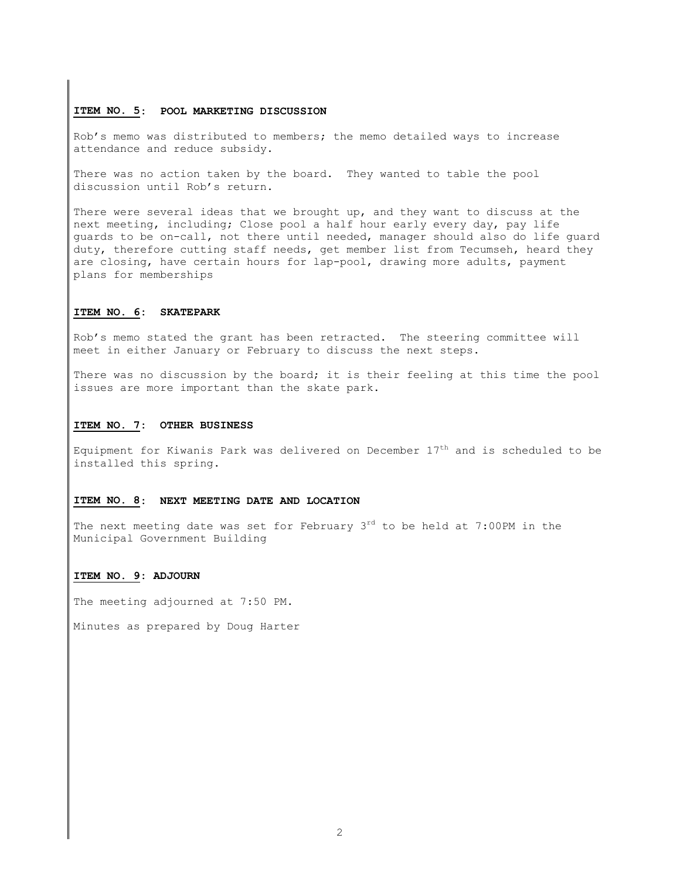**ITEM NO. 5: POOL MARKETING DISCUSSION**

Rob's memo was distributed to members; the memo detailed ways to increase attendance and reduce subsidy.

There was no action taken by the board. They wanted to table the pool discussion until Rob's return.

There were several ideas that we brought up, and they want to discuss at the next meeting, including; Close pool a half hour early every day, pay life guards to be on-call, not there until needed, manager should also do life guard duty, therefore cutting staff needs, get member list from Tecumseh, heard they are closing, have certain hours for lap-pool, drawing more adults, payment plans for memberships

**ITEM NO. 6: SKATEPARK**

Rob's memo stated the grant has been retracted. The steering committee will meet in either January or February to discuss the next steps.

There was no discussion by the board; it is their feeling at this time the pool issues are more important than the skate park.

**ITEM NO. 7: OTHER BUSINESS**

Equipment for Kiwanis Park was delivered on December 17th and is scheduled to be installed this spring.

**ITEM NO. 8: NEXT MEETING DATE AND LOCATION**

The next meeting date was set for February 3rd to be held at 7:00PM in the Municipal Government Building

**ITEM NO. 9: ADJOURN**

The meeting adjourned at 7:50 PM.

Minutes as prepared by Doug Harter